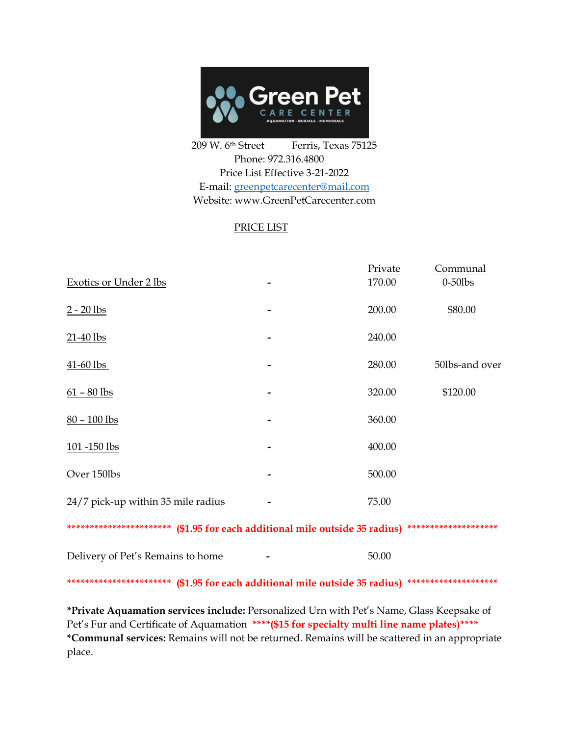# Green Pet CARE CENTER

AQUAMATION · BURIALS · MEMORIALS

209 W. 6th Street Ferris, Texas 75125
Phone: 972.316.4800
Price List Effective 3-21-2022
E-mail: greenpetcarecenter@mail.com
Website: www.GreenPetCarecenter.com

## PRICE LIST

| | | Private | Communal |
|---|---|---|---|
| Exotics or Under 2 lbs | - | 170.00 | 0-50lbs |
| 2 - 20 lbs | - | 200.00 | $80.00 |
| 21-40 lbs | - | 240.00 | |
| 41-60 lbs | - | 280.00 | 50lbs-and over |
| 61 – 80 lbs | - | 320.00 | $120.00 |
| 80 – 100 lbs | - | 360.00 | |
| 101 -150 lbs | - | 400.00 | |
| Over 150lbs | - | 500.00 | |
| 24/7 pick-up within 35 mile radius | - | 75.00 | |

*********************** **($1.95 for each additional mile outside 35 radius)** ********************

| | | |
|---|---|---|
| Delivery of Pet's Remains to home | - | 50.00 |

*********************** **($1.95 for each additional mile outside 35 radius)** ********************

***Private Aquamation services include:** Personalized Urn with Pet's Name, Glass Keepsake of Pet's Fur and Certificate of Aquamation **\*\*\*\*($15 for specialty multi line name plates)\*\*\*\***
***Communal services:** Remains will not be returned. Remains will be scattered in an appropriate place.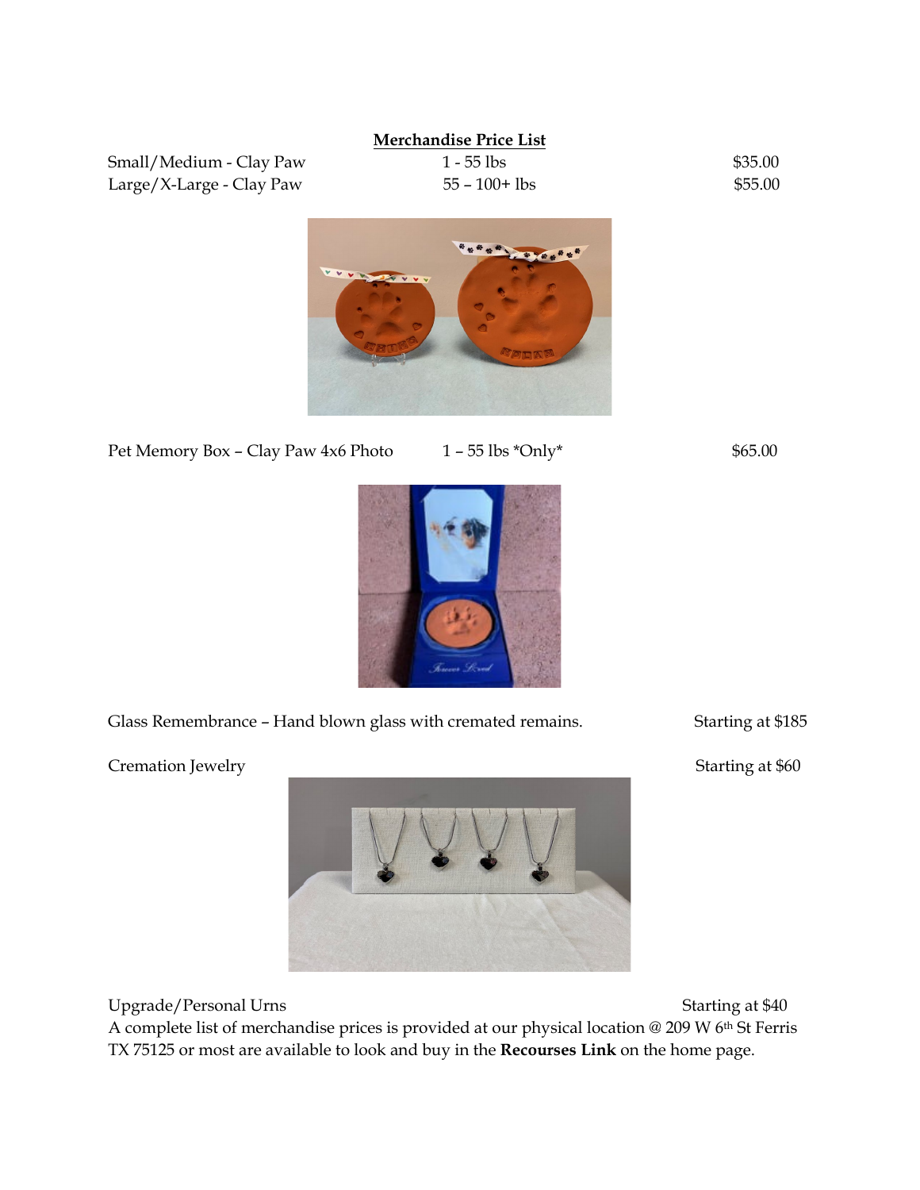**Merchandise Price List**

| | | |
|---|---|---|
| Small/Medium - Clay Paw | 1 - 55 lbs | $35.00 |
| Large/X-Large - Clay Paw | 55 – 100+ lbs | $55.00 |

| | | |
|---|---|---|
| Pet Memory Box – Clay Paw 4x6 Photo | 1 – 55 lbs *Only* | $65.00 |

Glass Remembrance – Hand blown glass with cremated remains. Starting at $185

Cremation Jewelry Starting at $60

Upgrade/Personal Urns Starting at $40

A complete list of merchandise prices is provided at our physical location @ 209 W 6th St Ferris TX 75125 or most are available to look and buy in the **Recourses Link** on the home page.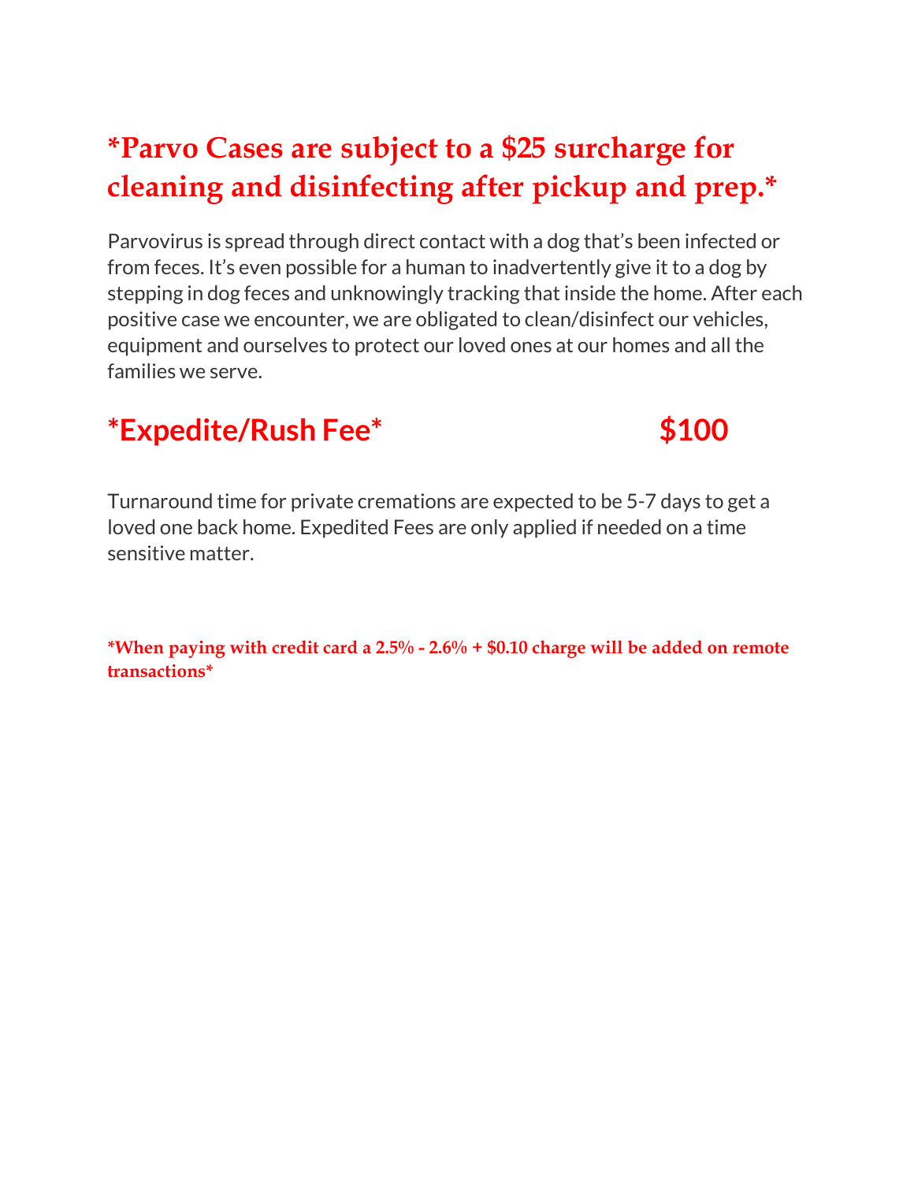## *Parvo Cases are subject to a $25 surcharge for cleaning and disinfecting after pickup and prep.*

Parvovirus is spread through direct contact with a dog that's been infected or from feces. It's even possible for a human to inadvertently give it to a dog by stepping in dog feces and unknowingly tracking that inside the home. After each positive case we encounter, we are obligated to clean/disinfect our vehicles, equipment and ourselves to protect our loved ones at our homes and all the families we serve.

## *Expedite/Rush Fee* $100

Turnaround time for private cremations are expected to be 5-7 days to get a loved one back home. Expedited Fees are only applied if needed on a time sensitive matter.

**\*When paying with credit card a 2.5% - 2.6% + $0.10 charge will be added on remote transactions\***